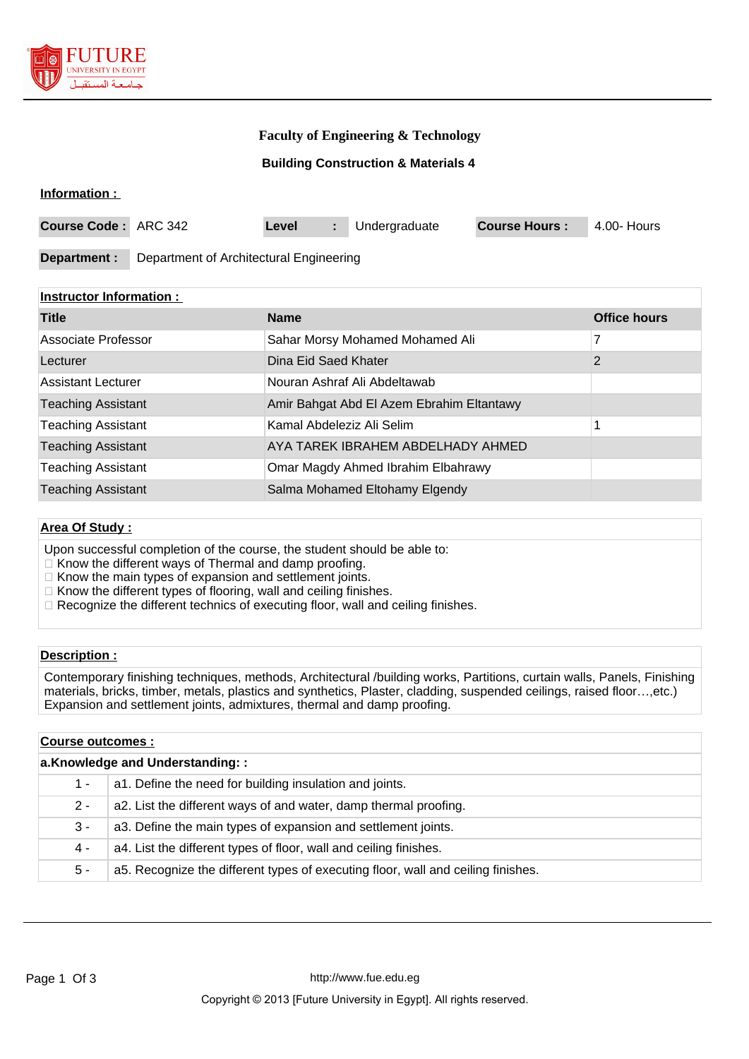# Faculty of Engineering & Technology

## Building Construction & Materials 4

**Information :**

| **Course Code :** | ARC 342 | **Level** | **:** | Undergraduate | **Course Hours :** | 4.00- Hours |
|---|---|---|---|---|---|---|

| **Department :** | Department of Architectural Engineering |
|---|---|

**Instructor Information :**

| Title | Name | Office hours |
|---|---|---|
| Associate Professor | Sahar Morsy Mohamed Mohamed Ali | 7 |
| Lecturer | Dina Eid Saed Khater | 2 |
| Assistant Lecturer | Nouran Ashraf Ali Abdeltawab | |
| Teaching Assistant | Amir Bahgat Abd El Azem Ebrahim Eltantawy | |
| Teaching Assistant | Kamal Abdeleziz Ali Selim | 1 |
| Teaching Assistant | AYA TAREK IBRAHEM ABDELHADY AHMED | |
| Teaching Assistant | Omar Magdy Ahmed Ibrahim Elbahrawy | |
| Teaching Assistant | Salma Mohamed Eltohamy Elgendy | |

**Area Of Study :**

Upon successful completion of the course, the student should be able to:

- Know the different ways of Thermal and damp proofing.
- Know the main types of expansion and settlement joints.
- Know the different types of flooring, wall and ceiling finishes.
- Recognize the different technics of executing floor, wall and ceiling finishes.

**Description :**

Contemporary finishing techniques, methods, Architectural /building works, Partitions, curtain walls, Panels, Finishing materials, bricks, timber, metals, plastics and synthetics, Plaster, cladding, suspended ceilings, raised floor…,etc.) Expansion and settlement joints, admixtures, thermal and damp proofing.

**Course outcomes :**

**a.Knowledge and Understanding: :**

| | |
|---|---|
| 1 - | a1. Define the need for building insulation and joints. |
| 2 - | a2. List the different ways of and water, damp thermal proofing. |
| 3 - | a3. Define the main types of expansion and settlement joints. |
| 4 - | a4. List the different types of floor, wall and ceiling finishes. |
| 5 - | a5. Recognize the different types of executing floor, wall and ceiling finishes. |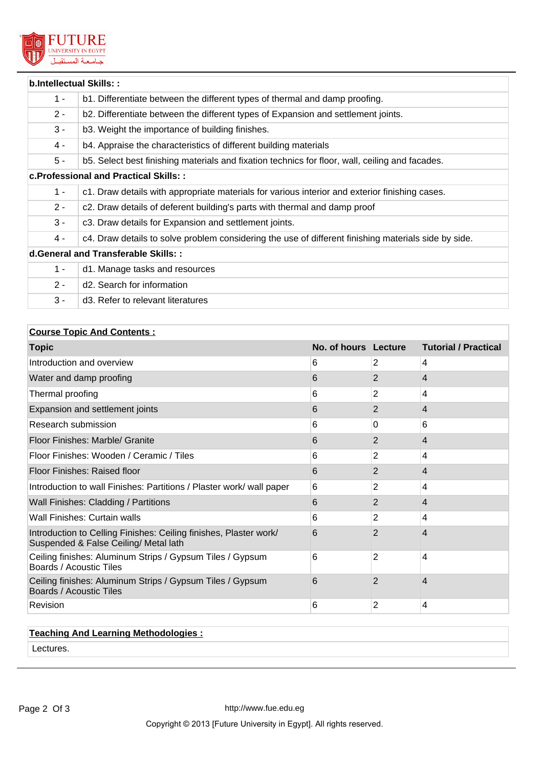| b.Intellectual Skills: : | |
|---|---|
| 1 - | b1. Differentiate between the different types of thermal and damp proofing. |
| 2 - | b2. Differentiate between the different types of Expansion and settlement joints. |
| 3 - | b3. Weight the importance of building finishes. |
| 4 - | b4. Appraise the characteristics of different building materials |
| 5 - | b5. Select best finishing materials and fixation technics for floor, wall, ceiling and facades. |
| **c.Professional and Practical Skills: :** | |
| 1 - | c1. Draw details with appropriate materials for various interior and exterior finishing cases. |
| 2 - | c2. Draw details of deferent building's parts with thermal and damp proof |
| 3 - | c3. Draw details for Expansion and settlement joints. |
| 4 - | c4. Draw details to solve problem considering the use of different finishing materials side by side. |
| **d.General and Transferable Skills: :** | |
| 1 - | d1. Manage tasks and resources |
| 2 - | d2. Search for information |
| 3 - | d3. Refer to relevant literatures |

**Course Topic And Contents :**

| Topic | No. of hours | Lecture | Tutorial / Practical |
|---|---|---|---|
| Introduction and overview | 6 | 2 | 4 |
| Water and damp proofing | 6 | 2 | 4 |
| Thermal proofing | 6 | 2 | 4 |
| Expansion and settlement joints | 6 | 2 | 4 |
| Research submission | 6 | 0 | 6 |
| Floor Finishes: Marble/ Granite | 6 | 2 | 4 |
| Floor Finishes: Wooden / Ceramic / Tiles | 6 | 2 | 4 |
| Floor Finishes: Raised floor | 6 | 2 | 4 |
| Introduction to wall Finishes: Partitions / Plaster work/ wall paper | 6 | 2 | 4 |
| Wall Finishes: Cladding / Partitions | 6 | 2 | 4 |
| Wall Finishes: Curtain walls | 6 | 2 | 4 |
| Introduction to Celling Finishes: Ceiling finishes, Plaster work/ Suspended & False Ceiling/ Metal lath | 6 | 2 | 4 |
| Ceiling finishes: Aluminum Strips / Gypsum Tiles / Gypsum Boards / Acoustic Tiles | 6 | 2 | 4 |
| Ceiling finishes: Aluminum Strips / Gypsum Tiles / Gypsum Boards / Acoustic Tiles | 6 | 2 | 4 |
| Revision | 6 | 2 | 4 |

**Teaching And Learning Methodologies :**

Lectures.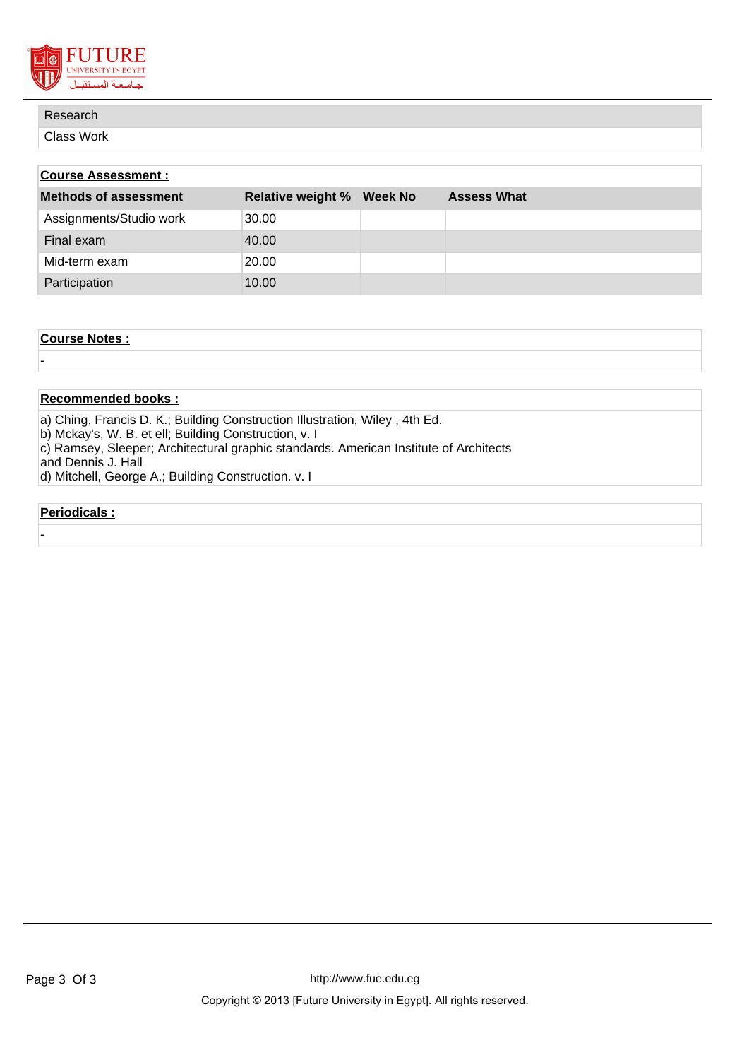Research

Class Work

**Course Assessment :**

| Methods of assessment | Relative weight % | Week No | Assess What |
|---|---|---|---|
| Assignments/Studio work | 30.00 | | |
| Final exam | 40.00 | | |
| Mid-term exam | 20.00 | | |
| Participation | 10.00 | | |

**Course Notes :**

-

**Recommended books :**

a) Ching, Francis D. K.; Building Construction Illustration, Wiley , 4th Ed.
b) Mckay's, W. B. et ell; Building Construction, v. I
c) Ramsey, Sleeper; Architectural graphic standards. American Institute of Architects and Dennis J. Hall
d) Mitchell, George A.; Building Construction. v. I

**Periodicals :**

-